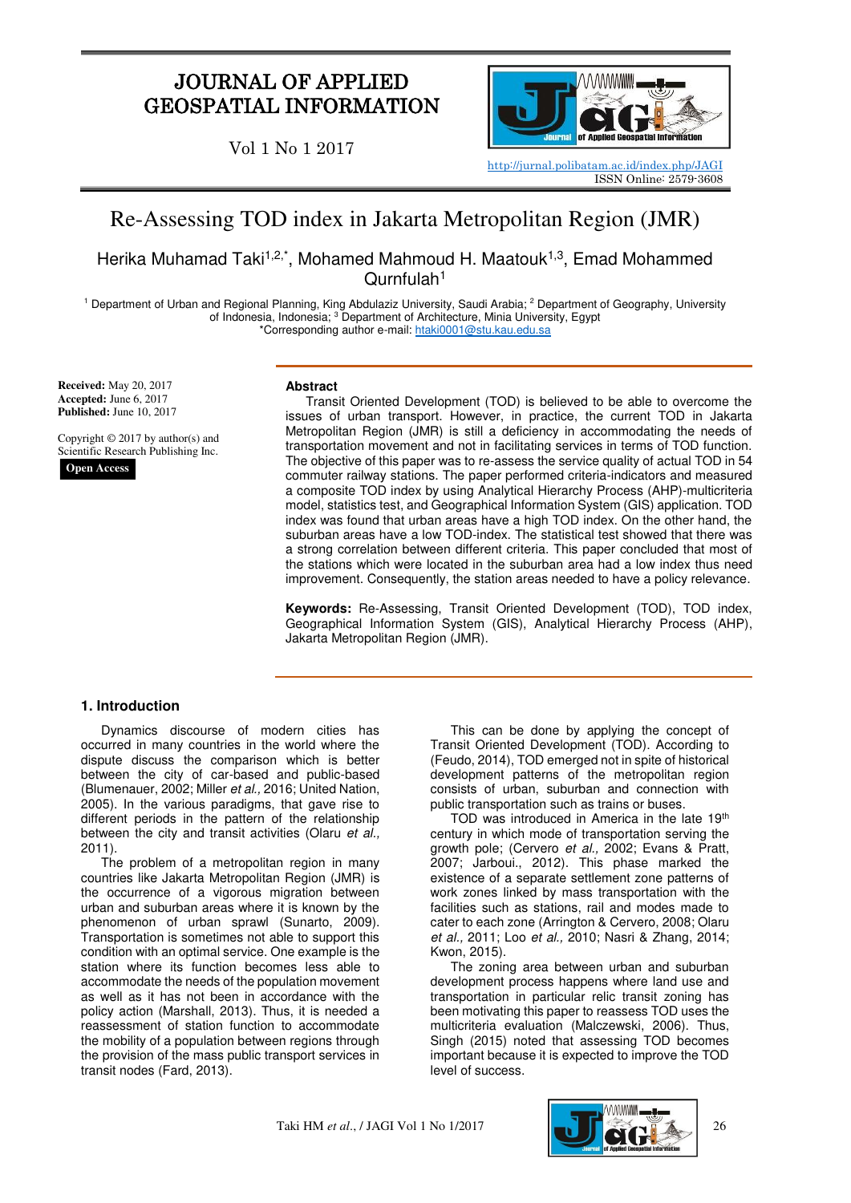# Re-Assessing TOD index in Jakarta Metropolitan Region (JMR)

Herika Muhamad Taki[1,2,*], Mohamed Mahmoud H. Maatouk[1,3], Emad Mohammed Qurnfulah[1]

[1] Department of Urban and Regional Planning, King Abdulaziz University, Saudi Arabia; [2] Department of Geography, University of Indonesia, Indonesia; [3] Department of Architecture, Minia University, Egypt
*Corresponding author e-mail: htaki0001@stu.kau.edu.sa

**Received:** May 20, 2017
**Accepted:** June 6, 2017
**Published:** June 10, 2017

Copyright © 2017 by author(s) and Scientific Research Publishing Inc.

**Open Access**

## Abstract

Transit Oriented Development (TOD) is believed to be able to overcome the issues of urban transport. However, in practice, the current TOD in Jakarta Metropolitan Region (JMR) is still a deficiency in accommodating the needs of transportation movement and not in facilitating services in terms of TOD function. The objective of this paper was to re-assess the service quality of actual TOD in 54 commuter railway stations. The paper performed criteria-indicators and measured a composite TOD index by using Analytical Hierarchy Process (AHP)-multicriteria model, statistics test, and Geographical Information System (GIS) application. TOD index was found that urban areas have a high TOD index. On the other hand, the suburban areas have a low TOD-index. The statistical test showed that there was a strong correlation between different criteria. This paper concluded that most of the stations which were located in the suburban area had a low index thus need improvement. Consequently, the station areas needed to have a policy relevance.

**Keywords:** Re-Assessing, Transit Oriented Development (TOD), TOD index, Geographical Information System (GIS), Analytical Hierarchy Process (AHP), Jakarta Metropolitan Region (JMR).

## 1. Introduction

Dynamics discourse of modern cities has occurred in many countries in the world where the dispute discuss the comparison which is better between the city of car-based and public-based (Blumenauer, 2002; Miller *et al.,* 2016; United Nation, 2005). In the various paradigms, that gave rise to different periods in the pattern of the relationship between the city and transit activities (Olaru *et al.,* 2011).

The problem of a metropolitan region in many countries like Jakarta Metropolitan Region (JMR) is the occurrence of a vigorous migration between urban and suburban areas where it is known by the phenomenon of urban sprawl (Sunarto, 2009). Transportation is sometimes not able to support this condition with an optimal service. One example is the station where its function becomes less able to accommodate the needs of the population movement as well as it has not been in accordance with the policy action (Marshall, 2013). Thus, it is needed a reassessment of station function to accommodate the mobility of a population between regions through the provision of the mass public transport services in transit nodes (Fard, 2013).

This can be done by applying the concept of Transit Oriented Development (TOD). According to (Feudo, 2014), TOD emerged not in spite of historical development patterns of the metropolitan region consists of urban, suburban and connection with public transportation such as trains or buses.

TOD was introduced in America in the late 19th century in which mode of transportation serving the growth pole; (Cervero *et al.,* 2002; Evans & Pratt, 2007; Jarboui., 2012). This phase marked the existence of a separate settlement zone patterns of work zones linked by mass transportation with the facilities such as stations, rail and modes made to cater to each zone (Arrington & Cervero, 2008; Olaru *et al.,* 2011; Loo *et al.,* 2010; Nasri & Zhang, 2014; Kwon, 2015).

The zoning area between urban and suburban development process happens where land use and transportation in particular relic transit zoning has been motivating this paper to reassess TOD uses the multicriteria evaluation (Malczewski, 2006). Thus, Singh (2015) noted that assessing TOD becomes important because it is expected to improve the TOD level of success.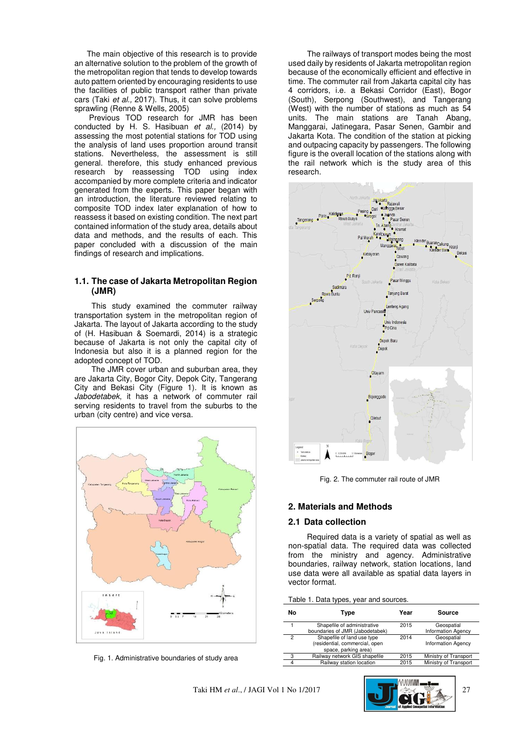The main objective of this research is to provide an alternative solution to the problem of the growth of the metropolitan region that tends to develop towards auto pattern oriented by encouraging residents to use the facilities of public transport rather than private cars (Taki *et al.,* 2017). Thus, it can solve problems sprawling (Renne & Wells, 2005)

Previous TOD research for JMR has been conducted by H. S. Hasibuan *et al.,* (2014) by assessing the most potential stations for TOD using the analysis of land uses proportion around transit stations. Nevertheless, the assessment is still general. therefore, this study enhanced previous research by reassessing TOD using index accompanied by more complete criteria and indicator generated from the experts. This paper began with an introduction, the literature reviewed relating to composite TOD index later explanation of how to reassess it based on existing condition. The next part contained information of the study area, details about data and methods, and the results of each. This paper concluded with a discussion of the main findings of research and implications.

### 1.1. The case of Jakarta Metropolitan Region (JMR)

This study examined the commuter railway transportation system in the metropolitan region of Jakarta. The layout of Jakarta according to the study of (H. Hasibuan & Soemardi, 2014) is a strategic because of Jakarta is not only the capital city of Indonesia but also it is a planned region for the adopted concept of TOD.

The JMR cover urban and suburban area, they are Jakarta City, Bogor City, Depok City, Tangerang City and Bekasi City (Figure 1). It is known as *Jabodetabek,* it has a network of commuter rail serving residents to travel from the suburbs to the urban (city centre) and vice versa.

Fig. 1. Administrative boundaries of study area

The railways of transport modes being the most used daily by residents of Jakarta metropolitan region because of the economically efficient and effective in time. The commuter rail from Jakarta capital city has 4 corridors, i.e. a Bekasi Corridor (East), Bogor (South), Serpong (Southwest), and Tangerang (West) with the number of stations as much as 54 units. The main stations are Tanah Abang, Manggarai, Jatinegara, Pasar Senen, Gambir and Jakarta Kota. The condition of the station at picking and outpacing capacity by passengers. The following figure is the overall location of the stations along with the rail network which is the study area of this research.

Fig. 2. The commuter rail route of JMR

## 2. Materials and Methods

### 2.1 Data collection

Required data is a variety of spatial as well as non-spatial data. The required data was collected from the ministry and agency. Administrative boundaries, railway network, station locations, land use data were all available as spatial data layers in vector format.

Table 1. Data types, year and sources.

| No | Type | Year | Source |
|---|---|---|---|
| 1 | Shapefile of administrative boundaries of JMR (Jabodetabek) | 2015 | Geospatial Information Agency |
| 2 | Shapefile of land use type (residential, commercial, open space, parking area) | 2014 | Geospatial Information Agency |
| 3 | Railway network GIS shapefile | 2015 | Ministry of Transport |
| 4 | Railway station location | 2015 | Ministry of Transport |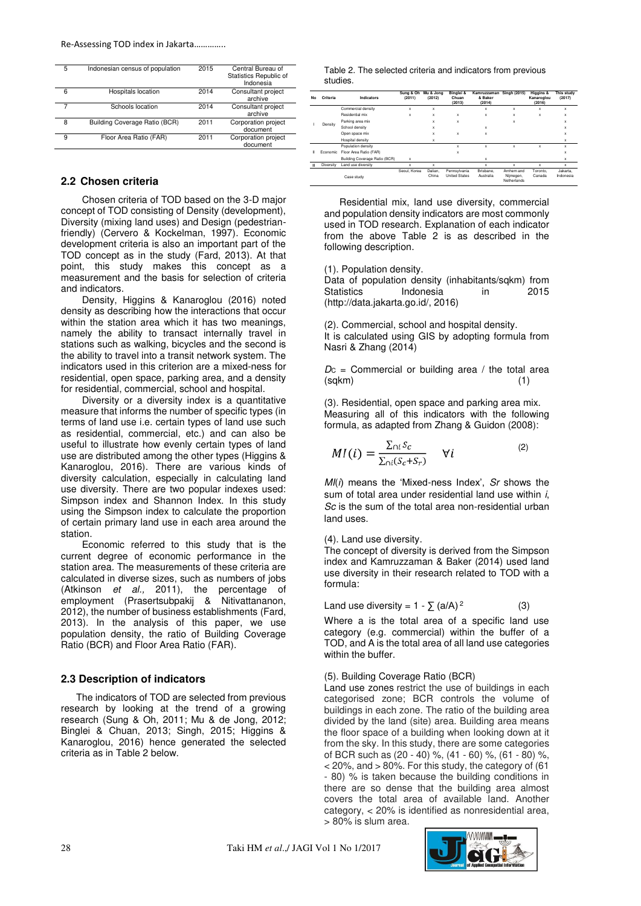| | | | |
|---|---|---|---|
| 5 | Indonesian census of population | 2015 | Central Bureau of Statistics Republic of Indonesia |
| 6 | Hospitals location | 2014 | Consultant project archive |
| 7 | Schools location | 2014 | Consultant project archive |
| 8 | Building Coverage Ratio (BCR) | 2011 | Corporation project document |
| 9 | Floor Area Ratio (FAR) | 2011 | Corporation project document |

## 2.2 Chosen criteria

Chosen criteria of TOD based on the 3-D major concept of TOD consisting of Density (development), Diversity (mixing land uses) and Design (pedestrian-friendly) (Cervero & Kockelman, 1997). Economic development criteria is also an important part of the TOD concept as in the study (Fard, 2013). At that point, this study makes this concept as a measurement and the basis for selection of criteria and indicators.

Density, Higgins & Kanaroglou (2016) noted density as describing how the interactions that occur within the station area which it has two meanings, namely the ability to transact internally travel in stations such as walking, bicycles and the second is the ability to travel into a transit network system. The indicators used in this criterion are a mixed-ness for residential, open space, parking area, and a density for residential, commercial, school and hospital.

Diversity or a diversity index is a quantitative measure that informs the number of specific types (in terms of land use i.e. certain types of land use such as residential, commercial, etc.) and can also be useful to illustrate how evenly certain types of land use are distributed among the other types (Higgins & Kanaroglou, 2016). There are various kinds of diversity calculation, especially in calculating land use diversity. There are two popular indexes used: Simpson index and Shannon Index. In this study using the Simpson index to calculate the proportion of certain primary land use in each area around the station.

Economic referred to this study that is the current degree of economic performance in the station area. The measurements of these criteria are calculated in diverse sizes, such as numbers of jobs (Atkinson *et al.,* 2011), the percentage of employment (Prasertsubpakij & Nitivattananon, 2012), the number of business establishments (Fard, 2013). In the analysis of this paper, we use population density, the ratio of Building Coverage Ratio (BCR) and Floor Area Ratio (FAR).

## 2.3 Description of indicators

The indicators of TOD are selected from previous research by looking at the trend of a growing research (Sung & Oh, 2011; Mu & de Jong, 2012; Binglei & Chuan, 2013; Singh, 2015; Higgins & Kanaroglou, 2016) hence generated the selected criteria as in Table 2 below.

Table 2. The selected criteria and indicators from previous studies.

| No | Criteria | Indicators | Sung & Oh (2011) | Mu & Jong (2012) | Binglei & Chuan (2013) | Kamruzzaman & Baker (2014) | Singh (2015) | Higgins & Kanaroglou (2016) | This study (2017) |
|---|---|---|---|---|---|---|---|---|---|
| I | Density | Commercial density | x | x | | x | x | x | x |
| | | Residential mix | x | x | x | x | x | x | x |
| | | Parking area mix | | x | x | | x | | x |
| | | School density | | x | | x | | | x |
| | | Open space mix | | x | x | x | | | x |
| | | Hospital density | | x | | | | | x |
| | | Population density | | | x | x | x | x | x |
| II | Economic | Floor Area Ratio (FAR) | | | x | | | | x |
| | | Building Coverage Ratio (BCR) | x | | | x | | | x |
| III | Diversity | Land use diversity | x | x | | x | x | x | x |
| | | Case study | Seoul, Korea | Dalian, China | Pennsylvania United States | Brisbane, Australia | Arnhem and Nijmegen, Netherlands | Toronto, Canada | Jakarta, Indonesia |

Residential mix, land use diversity, commercial and population density indicators are most commonly used in TOD research. Explanation of each indicator from the above Table 2 is as described in the following description.

(1). Population density.
Data of population density (inhabitants/sqkm) from Statistics Indonesia in 2015 (http://data.jakarta.go.id/, 2016)

(2). Commercial, school and hospital density.
It is calculated using GIS by adopting formula from Nasri & Zhang (2014)

$D_C$ = Commercial or building area / the total area (sqkm) (1)

(3). Residential, open space and parking area mix.
Measuring all of this indicators with the following formula, as adapted from Zhang & Guidon (2008):

$$MI(i) = \frac{\sum_{\cap i} S_c}{\sum_{\cap i}(S_c + S_r)} \quad \forall i \tag{2}$$

*MI*(*i*) means the 'Mixed-ness Index', *Sr* shows the sum of total area under residential land use within *i*, *Sc* is the sum of the total area non-residential urban land uses.

(4). Land use diversity.
The concept of diversity is derived from the Simpson index and Kamruzzaman & Baker (2014) used land use diversity in their research related to TOD with a formula:

Land use diversity = $1 - \sum (a/A)^2$ (3)

Where a is the total area of a specific land use category (e.g. commercial) within the buffer of a TOD, and A is the total area of all land use categories within the buffer.

(5). Building Coverage Ratio (BCR)
Land use zones restrict the use of buildings in each categorised zone; BCR controls the volume of buildings in each zone. The ratio of the building area divided by the land (site) area. Building area means the floor space of a building when looking down at it from the sky. In this study, there are some categories of BCR such as (20 - 40) %, (41 - 60) %, (61 - 80) %, < 20%, and > 80%. For this study, the category of (61 - 80) % is taken because the building conditions in there are so dense that the building area almost covers the total area of available land. Another category, < 20% is identified as nonresidential area, > 80% is slum area.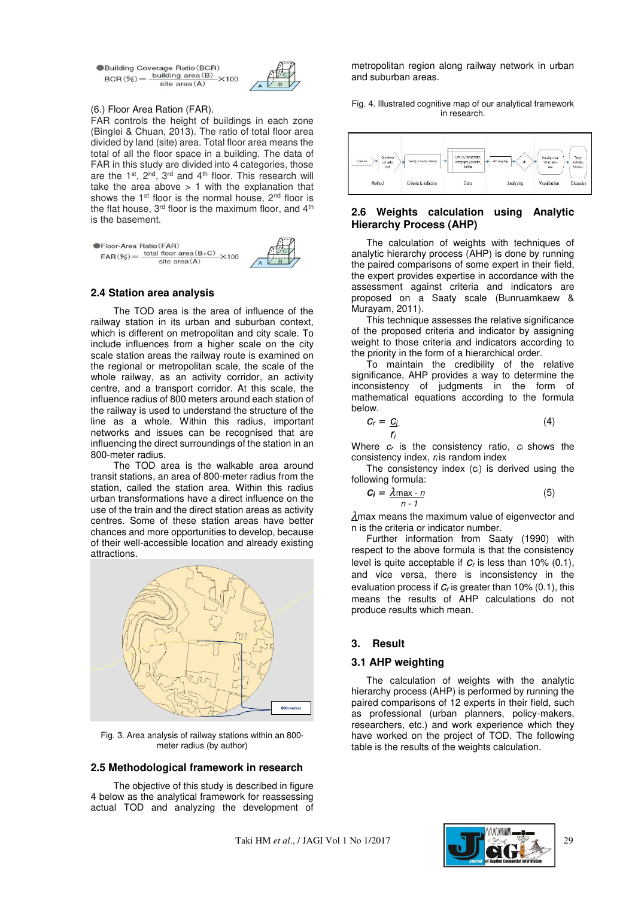Building Coverage Ratio (BCR)

$$BCR(\%) = \frac{\text{building area (B)}}{\text{site area (A)}} \times 100$$

(6.) Floor Area Ration (FAR).

FAR controls the height of buildings in each zone (Binglei & Chuan, 2013). The ratio of total floor area divided by land (site) area. Total floor area means the total of all the floor space in a building. The data of FAR in this study are divided into 4 categories, those are the 1st, 2nd, 3rd and 4th floor. This research will take the area above > 1 with the explanation that shows the 1st floor is the normal house, 2nd floor is the flat house, 3rd floor is the maximum floor, and 4th is the basement.

Floor-Area Ratio (FAR)

$$FAR(\%) = \frac{\text{total floor area (B+C)}}{\text{site area (A)}} \times 100$$

### 2.4 Station area analysis

The TOD area is the area of influence of the railway station in its urban and suburban context, which is different on metropolitan and city scale. To include influences from a higher scale on the city scale station areas the railway route is examined on the regional or metropolitan scale, the scale of the whole railway, as an activity corridor, an activity centre, and a transport corridor. At this scale, the influence radius of 800 meters around each station of the railway is used to understand the structure of the line as a whole. Within this radius, important networks and issues can be recognised that are influencing the direct surroundings of the station in an 800-meter radius.

The TOD area is the walkable area around transit stations, an area of 800-meter radius from the station, called the station area. Within this radius urban transformations have a direct influence on the use of the train and the direct station areas as activity centres. Some of these station areas have better chances and more opportunities to develop, because of their well-accessible location and already existing attractions.

Fig. 3. Area analysis of railway stations within an 800-meter radius (by author)

### 2.5 Methodological framework in research

The objective of this study is described in figure 4 below as the analytical framework for reassessing actual TOD and analyzing the development of metropolitan region along railway network in urban and suburban areas.

Fig. 4. Illustrated cognitive map of our analytical framework in research.

### 2.6 Weights calculation using Analytic Hierarchy Process (AHP)

The calculation of weights with techniques of analytic hierarchy process (AHP) is done by running the paired comparisons of some expert in their field, the expert provides expertise in accordance with the assessment against criteria and indicators are proposed on a Saaty scale (Bunruamkaew & Murayam, 2011).

This technique assesses the relative significance of the proposed criteria and indicator by assigning weight to those criteria and indicators according to the priority in the form of a hierarchical order.

To maintain the credibility of the relative significance, AHP provides a way to determine the inconsistency of judgments in the form of mathematical equations according to the formula below.

$$C_r = \frac{C_i}{r_i} \qquad (4)$$

Where $c_r$ is the consistency ratio, $c_i$ shows the consistency index, $r_i$ is random index

The consistency index ($c_i$) is derived using the following formula:

$$C_i = \frac{\lambda max - n}{n - 1} \qquad (5)$$

$\lambda$max means the maximum value of eigenvector and n is the criteria or indicator number.

Further information from Saaty (1990) with respect to the above formula is that the consistency level is quite acceptable if $C_r$ is less than 10% (0.1), and vice versa, there is inconsistency in the evaluation process if $C_r$ is greater than 10% (0.1), this means the results of AHP calculations do not produce results which mean.

## 3. Result

### 3.1 AHP weighting

The calculation of weights with the analytic hierarchy process (AHP) is performed by running the paired comparisons of 12 experts in their field, such as professional (urban planners, policy-makers, researchers, etc.) and work experience which they have worked on the project of TOD. The following table is the results of the weights calculation.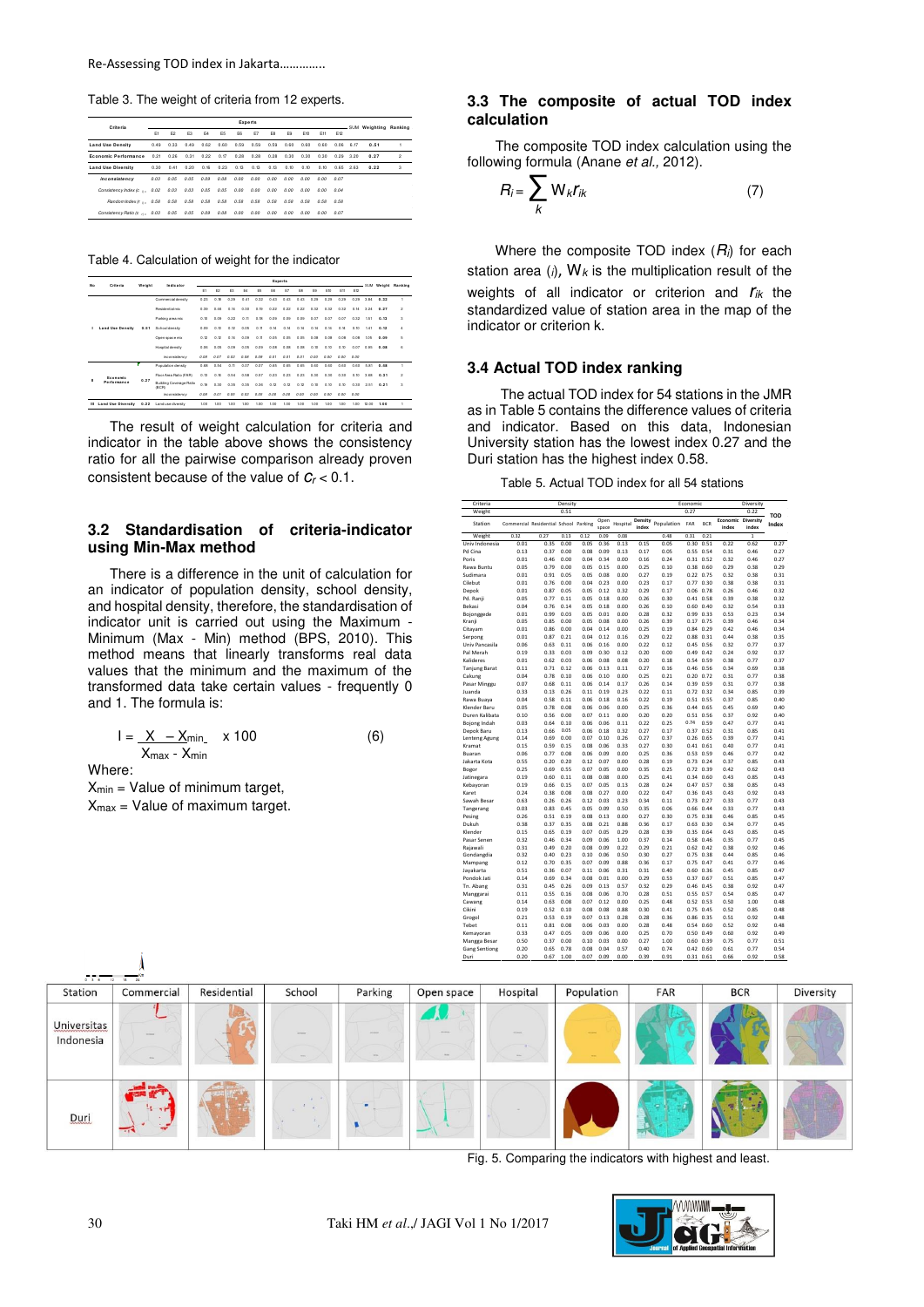Table 3. The weight of criteria from 12 experts.

| Criteria | E1 | E2 | E3 | E4 | E5 | E6 | E7 | E8 | E9 | E10 | E11 | E12 | SUM | Weighting | Ranking |
|---|---|---|---|---|---|---|---|---|---|---|---|---|---|---|---|
| Land Use Density | 0.49 | 0.33 | 0.49 | 0.62 | 0.60 | 0.59 | 0.59 | 0.59 | 0.60 | 0.60 | 0.60 | 0.06 | 6.17 | 0.51 | 1 |
| Economic Performance | 0.21 | 0.26 | 0.31 | 0.22 | 0.17 | 0.28 | 0.28 | 0.28 | 0.30 | 0.30 | 0.30 | 0.29 | 3.20 | 0.27 | 2 |
| Land Use Diversity | 0.30 | 0.41 | 0.20 | 0.16 | 0.23 | 0.13 | 0.13 | 0.13 | 0.10 | 0.10 | 0.10 | 0.65 | 2.63 | 0.22 | 3 |
| Inconsistency | 0.03 | 0.05 | 0.05 | 0.09 | 0.09 | 0.00 | 0.00 | 0.00 | 0.00 | 0.00 | 0.00 | 0.07 | | | |
| Consistency Index ($c_i$) | 0.02 | 0.03 | 0.03 | 0.05 | 0.05 | 0.00 | 0.00 | 0.00 | 0.00 | 0.00 | 0.00 | 0.04 | | | |
| Random Index ($r_i$) | 0.58 | 0.58 | 0.58 | 0.58 | 0.58 | 0.58 | 0.58 | 0.58 | 0.58 | 0.58 | 0.58 | 0.58 | | | |
| Consistency Ratio ($c_r$) | 0.03 | 0.05 | 0.05 | 0.09 | 0.09 | 0.00 | 0.00 | 0.00 | 0.00 | 0.00 | 0.00 | 0.07 | | | |

Table 4. Calculation of weight for the indicator

| No | Criteria | Weight | Indicator | E1 | E2 | E3 | E4 | E5 | E6 | E7 | E8 | E9 | E10 | E11 | E12 | SUM | Weight | Ranking |
|---|---|---|---|---|---|---|---|---|---|---|---|---|---|---|---|---|---|---|
| I | Land Use Density | 0.51 | Commercial density | 0.23 | 0.18 | 0.28 | 0.41 | 0.32 | 0.43 | 0.43 | 0.43 | 0.28 | 0.28 | 0.28 | 0.28 | 3.84 | 0.32 | 1 |
| | | | Residential mix | 0.26 | 0.46 | 0.16 | 0.20 | 0.19 | 0.22 | 0.22 | 0.22 | 0.32 | 0.32 | 0.32 | 0.14 | 3.24 | 0.27 | 2 |
| | | | Parking area mix | 0.18 | 0.09 | 0.22 | 0.11 | 0.16 | 0.09 | 0.09 | 0.09 | 0.07 | 0.07 | 0.07 | 0.32 | 1.61 | 0.13 | 3 |
| | | | School density | 0.09 | 0.10 | 0.12 | 0.05 | 0.11 | 0.14 | 0.14 | 0.14 | 0.16 | 0.16 | 0.16 | 0.10 | 1.41 | 0.12 | 4 |
| | | | Open space mix | 0.12 | 0.12 | 0.14 | 0.09 | 0.11 | 0.06 | 0.06 | 0.06 | 0.08 | 0.08 | 0.08 | 0.09 | 1.00 | 0.09 | 5 |
| | | | Hospital density | 0.06 | 0.05 | 0.09 | 0.05 | 0.09 | 0.06 | 0.06 | 0.06 | 0.10 | 0.10 | 0.10 | 0.07 | 0.86 | 0.08 | 6 |
| | | | Inconsistency | 0.08 | 0.07 | 0.02 | 0.04 | 0.06 | 0.01 | 0.01 | 0.01 | 0.00 | 0.00 | 0.00 | 0.00 | | | |
| II | Economic Performance | 0.27 | Population density | 0.68 | 0.54 | 0.71 | 0.07 | 0.07 | 0.65 | 0.65 | 0.65 | 0.68 | 0.68 | 0.68 | 0.63 | 5.81 | 0.48 | 1 |
| | | | Floor Area Ratio (FAR) | 0.12 | 0.16 | 0.04 | 0.58 | 0.57 | 0.23 | 0.23 | 0.23 | 0.20 | 0.20 | 0.20 | 0.10 | 3.69 | 0.31 | 2 |
| | | | Building Coverage Ratio (BCR) | 0.16 | 0.30 | 0.26 | 0.35 | 0.36 | 0.12 | 0.12 | 0.12 | 0.10 | 0.10 | 0.10 | 0.23 | 2.51 | 0.21 | 3 |
| | | | Inconsistency | 0.08 | 0.07 | 0.02 | 0.02 | 0.03 | 0.00 | 0.00 | 0.00 | 0.00 | 0.00 | 0.00 | 0.00 | | | |
| III | Land Use Diversity | 0.22 | Land use diversity | 1.00 | 1.00 | 1.00 | 1.00 | 1.00 | 1.00 | 1.00 | 1.00 | 1.00 | 1.00 | 1.00 | 1.00 | 12.00 | 1.00 | 1 |

The result of weight calculation for criteria and indicator in the table above shows the consistency ratio for all the pairwise comparison already proven consistent because of the value of $c_r < 0.1$.

## 3.2 Standardisation of criteria-indicator using Min-Max method

There is a difference in the unit of calculation for an indicator of population density, school density, and hospital density, therefore, the standardisation of indicator unit is carried out using the Maximum - Minimum (Max - Min) method (BPS, 2010). This method means that linearly transforms real data values that the minimum and the maximum of the transformed data take certain values - frequently 0 and 1. The formula is:

$$I = \frac{X - X_{min}}{X_{max} - X_{min}} \times 100 \qquad (6)$$

Where:

$X_{min}$ = Value of minimum target,

$X_{max}$ = Value of maximum target.

## 3.3 The composite of actual TOD index calculation

The composite TOD index calculation using the following formula (Anane *et al.*, 2012).

$$R_i = \sum_{k} W_k r_{ik} \qquad (7)$$

Where the composite TOD index ($R_i$) for each station area ($i$), $W_k$ is the multiplication result of the weights of all indicator or criterion and $r_{ik}$ the standardized value of station area in the map of the indicator or criterion k.

## 3.4 Actual TOD index ranking

The actual TOD index for 54 stations in the JMR as in Table 5 contains the difference values of criteria and indicator. Based on this data, Indonesian University station has the lowest index 0.27 and the Duri station has the highest index 0.58.

Table 5. Actual TOD index for all 54 stations

| Station | Commercial | Residential | School | Parking | Open space | Hospital | Density index | Population | FAR | BCR | Economic index | Diversity index | TOD Index |
|---|---|---|---|---|---|---|---|---|---|---|---|---|---|
| Criteria Weight | 0.51 | | | | | | | 0.27 | | | | 0.22 | |
| Weight | 0.32 | 0.27 | 0.13 | 0.12 | 0.09 | 0.08 | | 0.48 | 0.31 | 0.21 | | 1 | |
| Univ Indonesia | 0.01 | 0.35 | 0.00 | 0.05 | 0.36 | 0.13 | 0.15 | 0.05 | 0.30 | 0.51 | 0.22 | 0.62 | 0.27 |
| Pd Cina | 0.13 | 0.37 | 0.00 | 0.08 | 0.09 | 0.13 | 0.17 | 0.05 | 0.55 | 0.54 | 0.31 | 0.46 | 0.27 |
| Poris | 0.01 | 0.46 | 0.00 | 0.04 | 0.34 | 0.00 | 0.16 | 0.24 | 0.31 | 0.52 | 0.32 | 0.46 | 0.27 |
| Rawa Buntu | 0.05 | 0.79 | 0.00 | 0.05 | 0.15 | 0.00 | 0.25 | 0.10 | 0.38 | 0.60 | 0.29 | 0.38 | 0.29 |
| Sudimara | 0.01 | 0.91 | 0.05 | 0.05 | 0.08 | 0.00 | 0.27 | 0.19 | 0.22 | 0.75 | 0.32 | 0.38 | 0.31 |
| Cilebut | 0.01 | 0.76 | 0.00 | 0.04 | 0.23 | 0.00 | 0.23 | 0.17 | 0.77 | 0.30 | 0.38 | 0.38 | 0.31 |
| Depok | 0.01 | 0.87 | 0.05 | 0.05 | 0.12 | 0.32 | 0.29 | 0.17 | 0.06 | 0.78 | 0.26 | 0.46 | 0.32 |
| Pd. Ranji | 0.05 | 0.77 | 0.11 | 0.05 | 0.18 | 0.00 | 0.26 | 0.30 | 0.41 | 0.58 | 0.39 | 0.38 | 0.32 |
| Bekasi | 0.04 | 0.76 | 0.14 | 0.05 | 0.18 | 0.00 | 0.26 | 0.10 | 0.60 | 0.40 | 0.32 | 0.54 | 0.33 |
| Bojonggede | 0.01 | 0.99 | 0.03 | 0.05 | 0.01 | 0.00 | 0.28 | 0.32 | 0.99 | 0.33 | 0.53 | 0.23 | 0.34 |
| Kranji | 0.05 | 0.85 | 0.00 | 0.05 | 0.08 | 0.00 | 0.26 | 0.39 | 0.17 | 0.75 | 0.39 | 0.46 | 0.34 |
| Citayam | 0.01 | 0.86 | 0.00 | 0.04 | 0.14 | 0.00 | 0.25 | 0.19 | 0.84 | 0.29 | 0.42 | 0.46 | 0.34 |
| Serpong | 0.01 | 0.87 | 0.21 | 0.04 | 0.12 | 0.16 | 0.29 | 0.22 | 0.88 | 0.31 | 0.44 | 0.38 | 0.35 |
| Univ Pancasila | 0.06 | 0.63 | 0.11 | 0.06 | 0.16 | 0.00 | 0.22 | 0.12 | 0.45 | 0.56 | 0.32 | 0.77 | 0.37 |
| Pal Merah | 0.19 | 0.33 | 0.03 | 0.09 | 0.30 | 0.12 | 0.20 | 0.00 | 0.49 | 0.42 | 0.24 | 0.92 | 0.37 |
| Kalideres | 0.01 | 0.62 | 0.03 | 0.06 | 0.08 | 0.08 | 0.20 | 0.18 | 0.54 | 0.59 | 0.38 | 0.77 | 0.37 |
| Tanjung Barat | 0.11 | 0.71 | 0.12 | 0.06 | 0.13 | 0.11 | 0.27 | 0.16 | 0.46 | 0.56 | 0.34 | 0.69 | 0.38 |
| Cakung | 0.04 | 0.78 | 0.10 | 0.06 | 0.10 | 0.00 | 0.25 | 0.21 | 0.20 | 0.72 | 0.31 | 0.77 | 0.38 |
| Pasar Minggu | 0.07 | 0.68 | 0.11 | 0.06 | 0.14 | 0.17 | 0.26 | 0.14 | 0.39 | 0.59 | 0.31 | 0.77 | 0.38 |
| Juanda | 0.33 | 0.13 | 0.26 | 0.11 | 0.19 | 0.23 | 0.22 | 0.11 | 0.72 | 0.32 | 0.34 | 0.85 | 0.39 |
| Rawa Buaya | 0.04 | 0.58 | 0.11 | 0.06 | 0.18 | 0.16 | 0.22 | 0.19 | 0.51 | 0.55 | 0.37 | 0.85 | 0.40 |
| Klender Baru | 0.05 | 0.78 | 0.08 | 0.06 | 0.06 | 0.00 | 0.25 | 0.36 | 0.44 | 0.65 | 0.45 | 0.69 | 0.40 |
| Duren Kalibata | 0.10 | 0.56 | 0.00 | 0.07 | 0.11 | 0.00 | 0.20 | 0.20 | 0.51 | 0.56 | 0.37 | 0.92 | 0.40 |
| Bojong Indah | 0.03 | 0.64 | 0.10 | 0.06 | 0.06 | 0.11 | 0.22 | 0.25 | 0.74 | 0.59 | 0.47 | 0.77 | 0.41 |
| Depok Baru | 0.13 | 0.66 | 0.05 | 0.06 | 0.18 | 0.32 | 0.27 | 0.17 | 0.37 | 0.52 | 0.31 | 0.85 | 0.41 |
| Lenteng Agung | 0.14 | 0.69 | 0.00 | 0.07 | 0.10 | 0.26 | 0.27 | 0.37 | 0.26 | 0.65 | 0.39 | 0.77 | 0.41 |
| Kramat | 0.15 | 0.59 | 0.15 | 0.08 | 0.06 | 0.33 | 0.27 | 0.30 | 0.41 | 0.61 | 0.40 | 0.77 | 0.41 |
| Buaran | 0.06 | 0.77 | 0.08 | 0.06 | 0.09 | 0.00 | 0.25 | 0.36 | 0.53 | 0.59 | 0.46 | 0.77 | 0.42 |
| Jakarta Kota | 0.55 | 0.20 | 0.20 | 0.12 | 0.07 | 0.00 | 0.28 | 0.19 | 0.73 | 0.24 | 0.37 | 0.85 | 0.43 |
| Bogor | 0.25 | 0.69 | 0.55 | 0.07 | 0.05 | 0.00 | 0.35 | 0.25 | 0.72 | 0.39 | 0.42 | 0.62 | 0.43 |
| Jatinegara | 0.19 | 0.60 | 0.11 | 0.08 | 0.08 | 0.00 | 0.25 | 0.41 | 0.34 | 0.60 | 0.43 | 0.85 | 0.43 |
| Kebayoran | 0.19 | 0.66 | 0.15 | 0.07 | 0.05 | 0.13 | 0.28 | 0.24 | 0.47 | 0.57 | 0.38 | 0.85 | 0.43 |
| Karet | 0.24 | 0.38 | 0.08 | 0.08 | 0.27 | 0.00 | 0.22 | 0.47 | 0.36 | 0.43 | 0.43 | 0.92 | 0.43 |
| Sawah Besar | 0.63 | 0.26 | 0.26 | 0.12 | 0.03 | 0.23 | 0.34 | 0.11 | 0.73 | 0.27 | 0.33 | 0.77 | 0.43 |
| Tangerang | 0.03 | 0.83 | 0.45 | 0.05 | 0.09 | 0.50 | 0.35 | 0.06 | 0.66 | 0.44 | 0.33 | 0.77 | 0.43 |
| Pesing | 0.26 | 0.51 | 0.19 | 0.08 | 0.13 | 0.00 | 0.27 | 0.30 | 0.75 | 0.38 | 0.46 | 0.85 | 0.45 |
| Dukuh | 0.38 | 0.37 | 0.35 | 0.08 | 0.21 | 0.88 | 0.36 | 0.17 | 0.63 | 0.30 | 0.34 | 0.77 | 0.45 |
| Klender | 0.15 | 0.65 | 0.19 | 0.07 | 0.05 | 0.29 | 0.28 | 0.39 | 0.35 | 0.64 | 0.43 | 0.85 | 0.45 |
| Pasar Senen | 0.32 | 0.46 | 0.34 | 0.09 | 0.06 | 1.00 | 0.37 | 0.14 | 0.58 | 0.46 | 0.35 | 0.77 | 0.45 |
| Rajawali | 0.31 | 0.49 | 0.20 | 0.08 | 0.09 | 0.22 | 0.29 | 0.21 | 0.62 | 0.42 | 0.38 | 0.92 | 0.46 |
| Gondangdia | 0.32 | 0.40 | 0.23 | 0.10 | 0.06 | 0.50 | 0.30 | 0.27 | 0.75 | 0.38 | 0.44 | 0.85 | 0.46 |
| Mampang | 0.12 | 0.70 | 0.35 | 0.07 | 0.09 | 0.88 | 0.36 | 0.17 | 0.75 | 0.47 | 0.41 | 0.77 | 0.46 |
| Jayakarta | 0.51 | 0.36 | 0.07 | 0.11 | 0.06 | 0.31 | 0.31 | 0.40 | 0.60 | 0.36 | 0.45 | 0.85 | 0.47 |
| Pondok Jati | 0.14 | 0.69 | 0.34 | 0.08 | 0.01 | 0.00 | 0.29 | 0.53 | 0.37 | 0.67 | 0.51 | 0.85 | 0.47 |
| Tn. Abang | 0.31 | 0.45 | 0.26 | 0.09 | 0.13 | 0.57 | 0.32 | 0.29 | 0.46 | 0.45 | 0.38 | 0.92 | 0.47 |
| Manggarai | 0.11 | 0.55 | 0.16 | 0.08 | 0.06 | 0.70 | 0.28 | 0.51 | 0.55 | 0.57 | 0.54 | 0.85 | 0.47 |
| Cawang | 0.14 | 0.63 | 0.08 | 0.07 | 0.12 | 0.00 | 0.25 | 0.48 | 0.52 | 0.53 | 0.50 | 1.00 | 0.48 |
| Cikini | 0.19 | 0.52 | 0.10 | 0.08 | 0.08 | 0.88 | 0.30 | 0.41 | 0.75 | 0.45 | 0.52 | 0.85 | 0.48 |
| Grogol | 0.21 | 0.53 | 0.19 | 0.07 | 0.13 | 0.28 | 0.28 | 0.36 | 0.86 | 0.35 | 0.51 | 0.92 | 0.48 |
| Tebet | 0.11 | 0.81 | 0.08 | 0.06 | 0.03 | 0.00 | 0.28 | 0.48 | 0.54 | 0.60 | 0.52 | 0.92 | 0.49 |
| Kemayoran | 0.33 | 0.47 | 0.05 | 0.09 | 0.06 | 0.00 | 0.25 | 0.70 | 0.50 | 0.49 | 0.60 | 0.92 | 0.49 |
| Mangga Besar | 0.50 | 0.37 | 0.00 | 0.10 | 0.03 | 0.00 | 0.27 | 1.00 | 0.60 | 0.39 | 0.75 | 0.77 | 0.51 |
| Gang Sentiong | 0.20 | 0.65 | 0.78 | 0.08 | 0.04 | 0.57 | 0.40 | 0.74 | 0.42 | 0.60 | 0.61 | 0.77 | 0.54 |
| Duri | 0.20 | 0.67 | 1.00 | 0.07 | 0.09 | 0.00 | 0.39 | 0.91 | 0.31 | 0.61 | 0.66 | 0.92 | 0.58 |

| Station | Commercial | Residential | School | Parking | Open space | Hospital | Population | FAR | BCR | Diversity |
|---|---|---|---|---|---|---|---|---|---|---|
| Universitas Indonesia | | | | | | | | | | |
| Duri | | | | | | | | | | |

Fig. 5. Comparing the indicators with highest and least.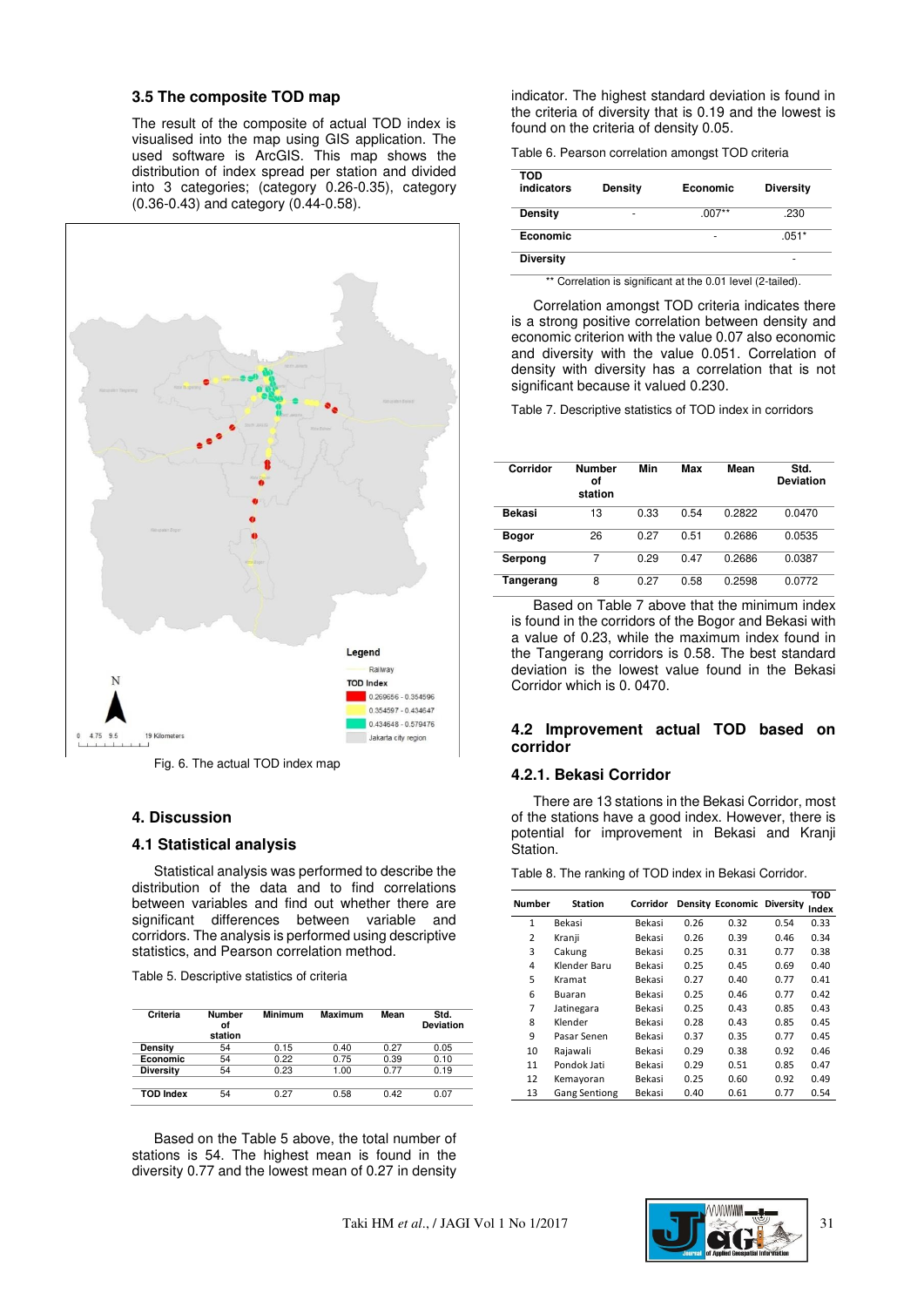### 3.5 The composite TOD map

The result of the composite of actual TOD index is visualised into the map using GIS application. The used software is ArcGIS. This map shows the distribution of index spread per station and divided into 3 categories; (category 0.26-0.35), category (0.36-0.43) and category (0.44-0.58).

Fig. 6. The actual TOD index map

## 4. Discussion

### 4.1 Statistical analysis

Statistical analysis was performed to describe the distribution of the data and to find correlations between variables and find out whether there are significant differences between variable and corridors. The analysis is performed using descriptive statistics, and Pearson correlation method.

Table 5. Descriptive statistics of criteria

| Criteria | Number of station | Minimum | Maximum | Mean | Std. Deviation |
|---|---|---|---|---|---|
| Density | 54 | 0.15 | 0.40 | 0.27 | 0.05 |
| Economic | 54 | 0.22 | 0.75 | 0.39 | 0.10 |
| Diversity | 54 | 0.23 | 1.00 | 0.77 | 0.19 |
| TOD Index | 54 | 0.27 | 0.58 | 0.42 | 0.07 |

Based on the Table 5 above, the total number of stations is 54. The highest mean is found in the diversity 0.77 and the lowest mean of 0.27 in density indicator. The highest standard deviation is found in the criteria of diversity that is 0.19 and the lowest is found on the criteria of density 0.05.

Table 6. Pearson correlation amongst TOD criteria

| TOD indicators | Density | Economic | Diversity |
|---|---|---|---|
| Density | - | .007** | .230 |
| Economic | | - | .051* |
| Diversity | | | - |

** Correlation is significant at the 0.01 level (2-tailed).

Correlation amongst TOD criteria indicates there is a strong positive correlation between density and economic criterion with the value 0.07 also economic and diversity with the value 0.051. Correlation of density with diversity has a correlation that is not significant because it valued 0.230.

Table 7. Descriptive statistics of TOD index in corridors

| Corridor | Number of station | Min | Max | Mean | Std. Deviation |
|---|---|---|---|---|---|
| Bekasi | 13 | 0.33 | 0.54 | 0.2822 | 0.0470 |
| Bogor | 26 | 0.27 | 0.51 | 0.2686 | 0.0535 |
| Serpong | 7 | 0.29 | 0.47 | 0.2686 | 0.0387 |
| Tangerang | 8 | 0.27 | 0.58 | 0.2598 | 0.0772 |

Based on Table 7 above that the minimum index is found in the corridors of the Bogor and Bekasi with a value of 0.23, while the maximum index found in the Tangerang corridors is 0.58. The best standard deviation is the lowest value found in the Bekasi Corridor which is 0. 0470.

### 4.2 Improvement actual TOD based on corridor

#### 4.2.1. Bekasi Corridor

There are 13 stations in the Bekasi Corridor, most of the stations have a good index. However, there is potential for improvement in Bekasi and Kranji Station.

Table 8. The ranking of TOD index in Bekasi Corridor.

| Number | Station | Corridor | Density | Economic | Diversity | TOD Index |
|---|---|---|---|---|---|---|
| 1 | Bekasi | Bekasi | 0.26 | 0.32 | 0.54 | 0.33 |
| 2 | Kranji | Bekasi | 0.26 | 0.39 | 0.46 | 0.34 |
| 3 | Cakung | Bekasi | 0.25 | 0.31 | 0.77 | 0.38 |
| 4 | Klender Baru | Bekasi | 0.25 | 0.45 | 0.69 | 0.40 |
| 5 | Kramat | Bekasi | 0.27 | 0.40 | 0.77 | 0.41 |
| 6 | Buaran | Bekasi | 0.25 | 0.46 | 0.77 | 0.42 |
| 7 | Jatinegara | Bekasi | 0.25 | 0.43 | 0.85 | 0.43 |
| 8 | Klender | Bekasi | 0.28 | 0.43 | 0.85 | 0.45 |
| 9 | Pasar Senen | Bekasi | 0.37 | 0.35 | 0.77 | 0.45 |
| 10 | Rajawali | Bekasi | 0.29 | 0.38 | 0.92 | 0.46 |
| 11 | Pondok Jati | Bekasi | 0.29 | 0.51 | 0.85 | 0.47 |
| 12 | Kemayoran | Bekasi | 0.25 | 0.60 | 0.92 | 0.49 |
| 13 | Gang Sentiong | Bekasi | 0.40 | 0.61 | 0.77 | 0.54 |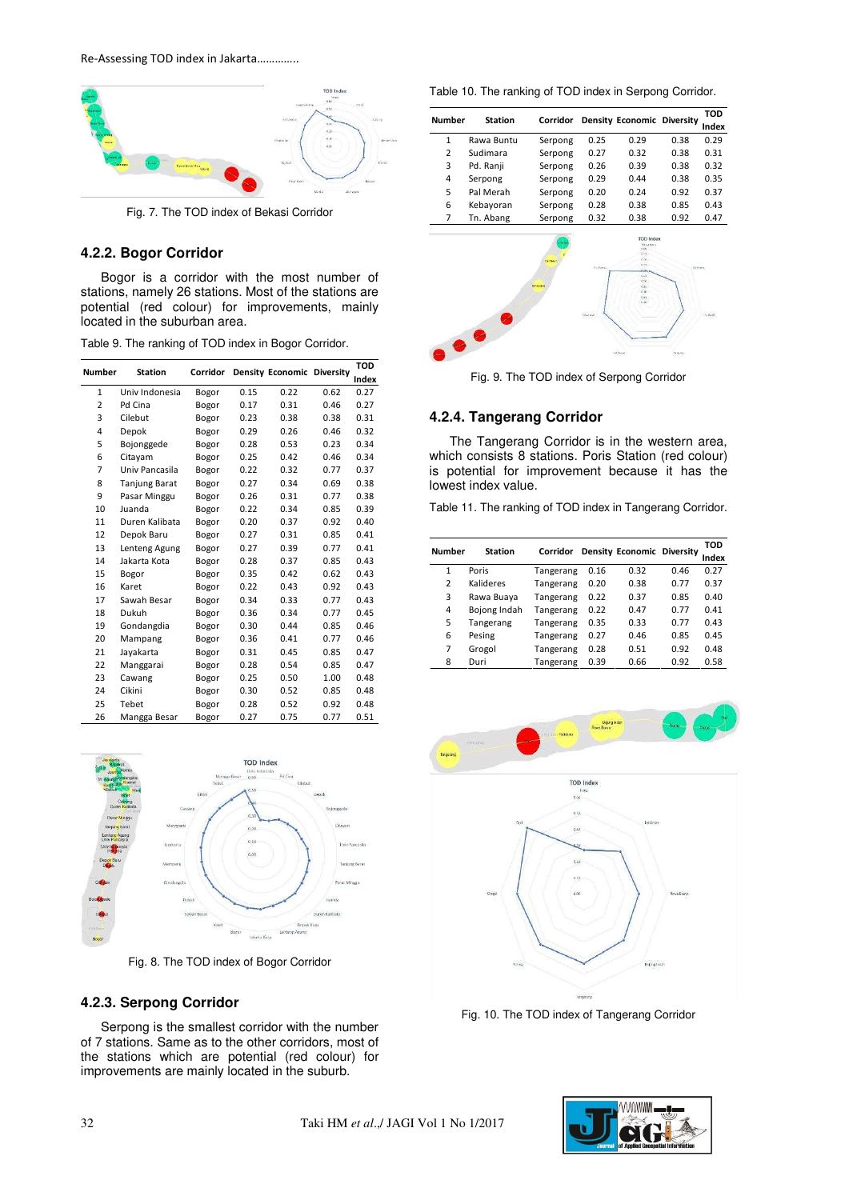Fig. 7. The TOD index of Bekasi Corridor

### 4.2.2. Bogor Corridor

Bogor is a corridor with the most number of stations, namely 26 stations. Most of the stations are potential (red colour) for improvements, mainly located in the suburban area.

Table 9. The ranking of TOD index in Bogor Corridor.

| Number | Station | Corridor | Density | Economic | Diversity | TOD Index |
|---|---|---|---|---|---|---|
| 1 | Univ Indonesia | Bogor | 0.15 | 0.22 | 0.62 | 0.27 |
| 2 | Pd Cina | Bogor | 0.17 | 0.31 | 0.46 | 0.27 |
| 3 | Cilebut | Bogor | 0.23 | 0.38 | 0.38 | 0.31 |
| 4 | Depok | Bogor | 0.29 | 0.26 | 0.46 | 0.32 |
| 5 | Bojonggede | Bogor | 0.28 | 0.53 | 0.23 | 0.34 |
| 6 | Citayam | Bogor | 0.25 | 0.42 | 0.46 | 0.34 |
| 7 | Univ Pancasila | Bogor | 0.22 | 0.32 | 0.77 | 0.37 |
| 8 | Tanjung Barat | Bogor | 0.27 | 0.34 | 0.69 | 0.38 |
| 9 | Pasar Minggu | Bogor | 0.26 | 0.31 | 0.77 | 0.38 |
| 10 | Juanda | Bogor | 0.22 | 0.34 | 0.85 | 0.39 |
| 11 | Duren Kalibata | Bogor | 0.20 | 0.37 | 0.92 | 0.40 |
| 12 | Depok Baru | Bogor | 0.27 | 0.31 | 0.85 | 0.41 |
| 13 | Lenteng Agung | Bogor | 0.27 | 0.39 | 0.77 | 0.41 |
| 14 | Jakarta Kota | Bogor | 0.28 | 0.37 | 0.85 | 0.43 |
| 15 | Bogor | Bogor | 0.35 | 0.42 | 0.62 | 0.43 |
| 16 | Karet | Bogor | 0.22 | 0.43 | 0.92 | 0.43 |
| 17 | Sawah Besar | Bogor | 0.34 | 0.33 | 0.77 | 0.43 |
| 18 | Dukuh | Bogor | 0.36 | 0.34 | 0.77 | 0.45 |
| 19 | Gondangdia | Bogor | 0.30 | 0.44 | 0.85 | 0.46 |
| 20 | Mampang | Bogor | 0.36 | 0.41 | 0.77 | 0.46 |
| 21 | Jayakarta | Bogor | 0.31 | 0.45 | 0.85 | 0.47 |
| 22 | Manggarai | Bogor | 0.28 | 0.54 | 0.85 | 0.47 |
| 23 | Cawang | Bogor | 0.25 | 0.50 | 1.00 | 0.48 |
| 24 | Cikini | Bogor | 0.30 | 0.52 | 0.85 | 0.48 |
| 25 | Tebet | Bogor | 0.28 | 0.52 | 0.92 | 0.48 |
| 26 | Mangga Besar | Bogor | 0.27 | 0.75 | 0.77 | 0.51 |

Fig. 8. The TOD index of Bogor Corridor

### 4.2.3. Serpong Corridor

Serpong is the smallest corridor with the number of 7 stations. Same as to the other corridors, most of the stations which are potential (red colour) for improvements are mainly located in the suburb.

Table 10. The ranking of TOD index in Serpong Corridor.

| Number | Station | Corridor | Density | Economic | Diversity | TOD Index |
|---|---|---|---|---|---|---|
| 1 | Rawa Buntu | Serpong | 0.25 | 0.29 | 0.38 | 0.29 |
| 2 | Sudimara | Serpong | 0.27 | 0.32 | 0.38 | 0.31 |
| 3 | Pd. Ranji | Serpong | 0.26 | 0.39 | 0.38 | 0.32 |
| 4 | Serpong | Serpong | 0.29 | 0.44 | 0.38 | 0.35 |
| 5 | Pal Merah | Serpong | 0.20 | 0.24 | 0.92 | 0.37 |
| 6 | Kebayoran | Serpong | 0.28 | 0.38 | 0.85 | 0.43 |
| 7 | Tn. Abang | Serpong | 0.32 | 0.38 | 0.92 | 0.47 |

Fig. 9. The TOD index of Serpong Corridor

### 4.2.4. Tangerang Corridor

The Tangerang Corridor is in the western area, which consists 8 stations. Poris Station (red colour) is potential for improvement because it has the lowest index value.

Table 11. The ranking of TOD index in Tangerang Corridor.

| Number | Station | Corridor | Density | Economic | Diversity | TOD Index |
|---|---|---|---|---|---|---|
| 1 | Poris | Tangerang | 0.16 | 0.32 | 0.46 | 0.27 |
| 2 | Kalideres | Tangerang | 0.20 | 0.38 | 0.77 | 0.37 |
| 3 | Rawa Buaya | Tangerang | 0.22 | 0.37 | 0.85 | 0.40 |
| 4 | Bojong Indah | Tangerang | 0.22 | 0.47 | 0.77 | 0.41 |
| 5 | Tangerang | Tangerang | 0.35 | 0.33 | 0.77 | 0.43 |
| 6 | Pesing | Tangerang | 0.27 | 0.46 | 0.85 | 0.45 |
| 7 | Grogol | Tangerang | 0.28 | 0.51 | 0.92 | 0.48 |
| 8 | Duri | Tangerang | 0.39 | 0.66 | 0.92 | 0.58 |

Fig. 10. The TOD index of Tangerang Corridor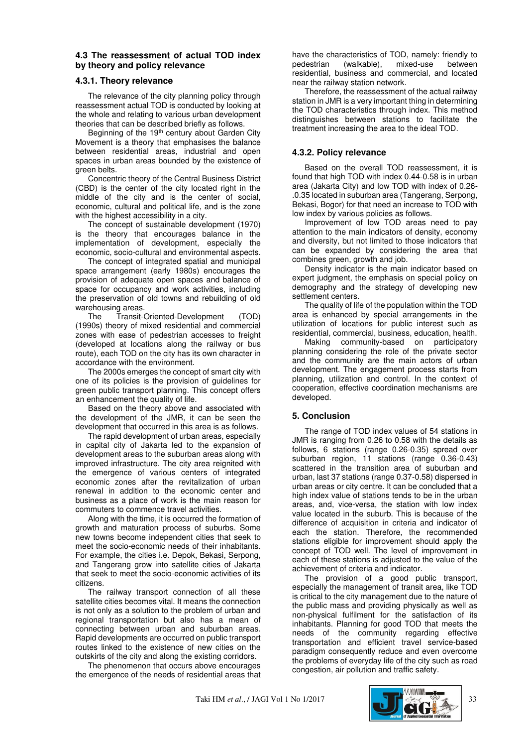### 4.3 The reassessment of actual TOD index by theory and policy relevance

#### 4.3.1. Theory relevance

The relevance of the city planning policy through reassessment actual TOD is conducted by looking at the whole and relating to various urban development theories that can be described briefly as follows.

Beginning of the 19th century about Garden City Movement is a theory that emphasises the balance between residential areas, industrial and open spaces in urban areas bounded by the existence of green belts.

Concentric theory of the Central Business District (CBD) is the center of the city located right in the middle of the city and is the center of social, economic, cultural and political life, and is the zone with the highest accessibility in a city.

The concept of sustainable development (1970) is the theory that encourages balance in the implementation of development, especially the economic, socio-cultural and environmental aspects.

The concept of integrated spatial and municipal space arrangement (early 1980s) encourages the provision of adequate open spaces and balance of space for occupancy and work activities, including the preservation of old towns and rebuilding of old warehousing areas.

The Transit-Oriented-Development (TOD) (1990s) theory of mixed residential and commercial zones with ease of pedestrian accesses to freight (developed at locations along the railway or bus route), each TOD on the city has its own character in accordance with the environment.

The 2000s emerges the concept of smart city with one of its policies is the provision of guidelines for green public transport planning. This concept offers an enhancement the quality of life.

Based on the theory above and associated with the development of the JMR, it can be seen the development that occurred in this area is as follows.

The rapid development of urban areas, especially in capital city of Jakarta led to the expansion of development areas to the suburban areas along with improved infrastructure. The city area reignited with the emergence of various centers of integrated economic zones after the revitalization of urban renewal in addition to the economic center and business as a place of work is the main reason for commuters to commence travel activities.

Along with the time, it is occurred the formation of growth and maturation process of suburbs. Some new towns become independent cities that seek to meet the socio-economic needs of their inhabitants. For example, the cities i.e. Depok, Bekasi, Serpong, and Tangerang grow into satellite cities of Jakarta that seek to meet the socio-economic activities of its citizens.

The railway transport connection of all these satellite cities becomes vital. It means the connection is not only as a solution to the problem of urban and regional transportation but also has a mean of connecting between urban and suburban areas. Rapid developments are occurred on public transport routes linked to the existence of new cities on the outskirts of the city and along the existing corridors.

The phenomenon that occurs above encourages the emergence of the needs of residential areas that have the characteristics of TOD, namely: friendly to pedestrian (walkable), mixed-use between residential, business and commercial, and located near the railway station network.

Therefore, the reassessment of the actual railway station in JMR is a very important thing in determining the TOD characteristics through index. This method distinguishes between stations to facilitate the treatment increasing the area to the ideal TOD.

#### 4.3.2. Policy relevance

Based on the overall TOD reassessment, it is found that high TOD with index 0.44-0.58 is in urban area (Jakarta City) and low TOD with index of 0.26-.0.35 located in suburban area (Tangerang, Serpong, Bekasi, Bogor) for that need an increase to TOD with low index by various policies as follows.

Improvement of low TOD areas need to pay attention to the main indicators of density, economy and diversity, but not limited to those indicators that can be expanded by considering the area that combines green, growth and job.

Density indicator is the main indicator based on expert judgment, the emphasis on special policy on demography and the strategy of developing new settlement centers.

The quality of life of the population within the TOD area is enhanced by special arrangements in the utilization of locations for public interest such as residential, commercial, business, education, health.

Making community-based on participatory planning considering the role of the private sector and the community are the main actors of urban development. The engagement process starts from planning, utilization and control. In the context of cooperation, effective coordination mechanisms are developed.

### 5. Conclusion

The range of TOD index values of 54 stations in JMR is ranging from 0.26 to 0.58 with the details as follows, 6 stations (range 0.26-0.35) spread over suburban region, 11 stations (range 0.36-0.43) scattered in the transition area of suburban and urban, last 37 stations (range 0.37-0.58) dispersed in urban areas or city centre. It can be concluded that a high index value of stations tends to be in the urban areas, and, vice-versa, the station with low index value located in the suburb. This is because of the difference of acquisition in criteria and indicator of each the station. Therefore, the recommended stations eligible for improvement should apply the concept of TOD well. The level of improvement in each of these stations is adjusted to the value of the achievement of criteria and indicator.

The provision of a good public transport, especially the management of transit area, like TOD is critical to the city management due to the nature of the public mass and providing physically as well as non-physical fulfilment for the satisfaction of its inhabitants. Planning for good TOD that meets the needs of the community regarding effective transportation and efficient travel service-based paradigm consequently reduce and even overcome the problems of everyday life of the city such as road congestion, air pollution and traffic safety.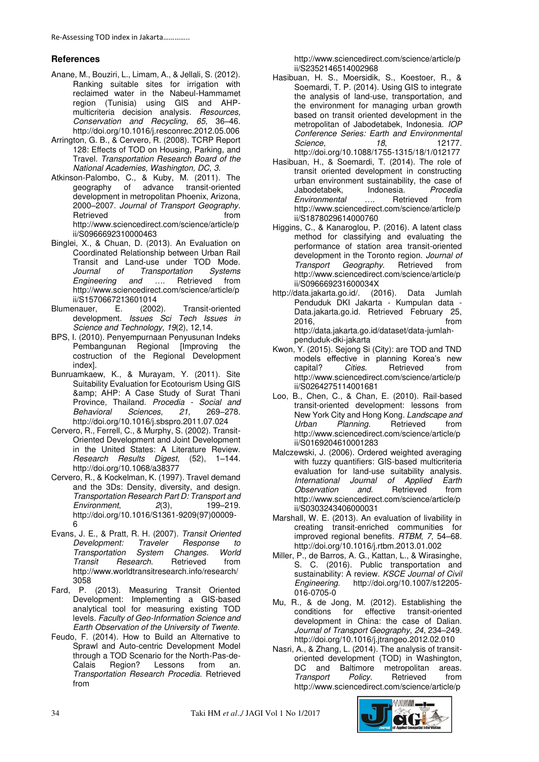## References

Anane, M., Bouziri, L., Limam, A., & Jellali, S. (2012). Ranking suitable sites for irrigation with reclaimed water in the Nabeul-Hammamet region (Tunisia) using GIS and AHP-multicriteria decision analysis. *Resources, Conservation and Recycling*, *65*, 36–46. http://doi.org/10.1016/j.resconrec.2012.05.006

Arrington, G. B., & Cervero, R. (2008). TCRP Report 128: Effects of TOD on Housing, Parking, and Travel. *Transportation Research Board of the National Academies, Washington, DC*, *3*.

Atkinson-Palombo, C., & Kuby, M. (2011). The geography of advance transit-oriented development in metropolitan Phoenix, Arizona, 2000–2007. *Journal of Transport Geography*. Retrieved from http://www.sciencedirect.com/science/article/pii/S0966692310000463

Binglei, X., & Chuan, D. (2013). An Evaluation on Coordinated Relationship between Urban Rail Transit and Land-use under TOD Mode. *Journal of Transportation Systems Engineering and ….* Retrieved from http://www.sciencedirect.com/science/article/pii/S1570667213601014

Blumenauer, E. (2002). Transit-oriented development. *Issues Sci Tech Issues in Science and Technology*, *19*(2), 12,14.

BPS, I. (2010). Penyempurnaan Penyusunan Indeks Pembangunan Regional [Improving the costruction of the Regional Development index].

Bunruamkaew, K., & Murayam, Y. (2011). Site Suitability Evaluation for Ecotourism Using GIS &amp; AHP: A Case Study of Surat Thani Province, Thailand. *Procedia - Social and Behavioral Sciences*, *21*, 269–278. http://doi.org/10.1016/j.sbspro.2011.07.024

Cervero, R., Ferrell, C., & Murphy, S. (2002). Transit-Oriented Development and Joint Development in the United States: A Literature Review. *Research Results Digest*, (52), 1–144. http://doi.org/10.1068/a38377

Cervero, R., & Kockelman, K. (1997). Travel demand and the 3Ds: Density, diversity, and design. *Transportation Research Part D: Transport and Environment*, *2*(3), 199–219. http://doi.org/10.1016/S1361-9209(97)00009-6

Evans, J. E., & Pratt, R. H. (2007). *Transit Oriented Development: Traveler Response to Transportation System Changes. World Transit Research.* Retrieved from http://www.worldtransitresearch.info/research/3058

Fard, P. (2013). Measuring Transit Oriented Development: Implementing a GIS-based analytical tool for measuring existing TOD levels. *Faculty of Geo-Information Science and Earth Observation of the University of Twente.*

Feudo, F. (2014). How to Build an Alternative to Sprawl and Auto-centric Development Model through a TOD Scenario for the North-Pas-de-Calais Region? Lessons from an. *Transportation Research Procedia*. Retrieved from http://www.sciencedirect.com/science/article/pii/S2352146514002968

Hasibuan, H. S., Moersidik, S., Koestoer, R., & Soemardi, T. P. (2014). Using GIS to integrate the analysis of land-use, transportation, and the environment for managing urban growth based on transit oriented development in the metropolitan of Jabodetabek, Indonesia. *IOP Conference Series: Earth and Environmental Science*, *18*, 12177. http://doi.org/10.1088/1755-1315/18/1/012177

Hasibuan, H., & Soemardi, T. (2014). The role of transit oriented development in constructing urban environment sustainability, the case of Jabodetabek, Indonesia. *Procedia Environmental ….* Retrieved from http://www.sciencedirect.com/science/article/pii/S1878029614000760

Higgins, C., & Kanaroglou, P. (2016). A latent class method for classifying and evaluating the performance of station area transit-oriented development in the Toronto region. *Journal of Transport Geography*. Retrieved from http://www.sciencedirect.com/science/article/pii/S096669231600034X

http://data.jakarta.go.id/. (2016). Data Jumlah Penduduk DKI Jakarta - Kumpulan data - Data.jakarta.go.id. Retrieved February 25, 2016, from http://data.jakarta.go.id/dataset/data-jumlah-penduduk-dki-jakarta

Kwon, Y. (2015). Sejong Si (City): are TOD and TND models effective in planning Korea's new capital? *Cities*. Retrieved from http://www.sciencedirect.com/science/article/pii/S0264275114001681

Loo, B., Chen, C., & Chan, E. (2010). Rail-based transit-oriented development: lessons from New York City and Hong Kong. *Landscape and Urban Planning*. Retrieved from http://www.sciencedirect.com/science/article/pii/S0169204610001283

Malczewski, J. (2006). Ordered weighted averaging with fuzzy quantifiers: GIS-based multicriteria evaluation for land-use suitability analysis. *International Journal of Applied Earth Observation and*. Retrieved from http://www.sciencedirect.com/science/article/pii/S0303243406000031

Marshall, W. E. (2013). An evaluation of livability in creating transit-enriched communities for improved regional benefits. *RTBM*, *7*, 54–68. http://doi.org/10.1016/j.rtbm.2013.01.002

Miller, P., de Barros, A. G., Kattan, L., & Wirasinghe, S. C. (2016). Public transportation and sustainability: A review. *KSCE Journal of Civil Engineering*. http://doi.org/10.1007/s12205-016-0705-0

Mu, R., & de Jong, M. (2012). Establishing the conditions for effective transit-oriented development in China: the case of Dalian. *Journal of Transport Geography*, *24*, 234–249. http://doi.org/10.1016/j.jtrangeo.2012.02.010

Nasri, A., & Zhang, L. (2014). The analysis of transit-oriented development (TOD) in Washington, DC and Baltimore metropolitan areas. *Transport Policy*. Retrieved from http://www.sciencedirect.com/science/article/p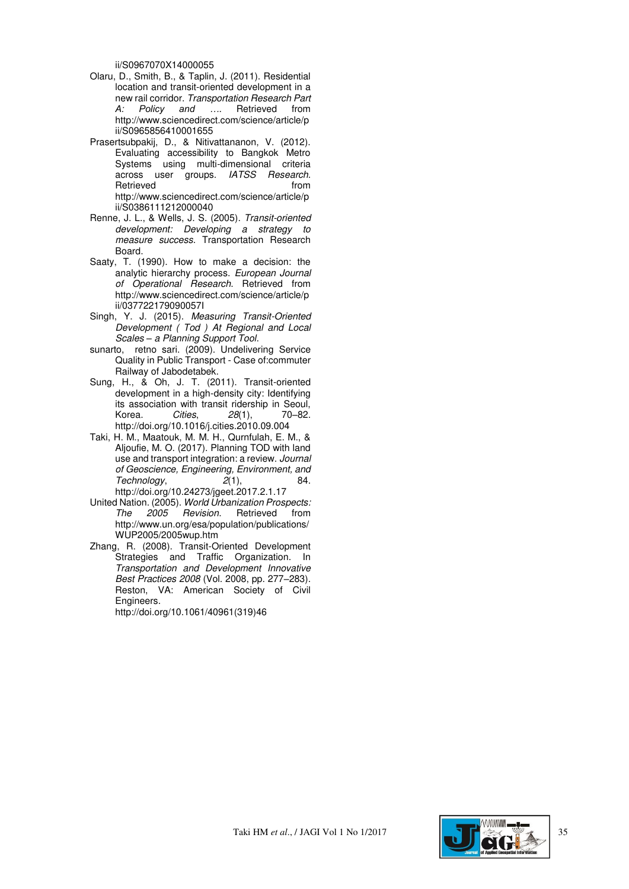ii/S0967070X14000055

Olaru, D., Smith, B., & Taplin, J. (2011). Residential location and transit-oriented development in a new rail corridor. *Transportation Research Part A: Policy and ….* Retrieved from http://www.sciencedirect.com/science/article/pii/S0965856410001655

Prasertsubpakij, D., & Nitivattananon, V. (2012). Evaluating accessibility to Bangkok Metro Systems using multi-dimensional criteria across user groups. *IATSS Research*. Retrieved from http://www.sciencedirect.com/science/article/pii/S0386111212000040

Renne, J. L., & Wells, J. S. (2005). *Transit-oriented development: Developing a strategy to measure success*. Transportation Research Board.

Saaty, T. (1990). How to make a decision: the analytic hierarchy process. *European Journal of Operational Research*. Retrieved from http://www.sciencedirect.com/science/article/pii/037722179090057I

Singh, Y. J. (2015). *Measuring Transit-Oriented Development ( Tod ) At Regional and Local Scales – a Planning Support Tool.*

sunarto, retno sari. (2009). Undelivering Service Quality in Public Transport - Case of:commuter Railway of Jabodetabek.

Sung, H., & Oh, J. T. (2011). Transit-oriented development in a high-density city: Identifying its association with transit ridership in Seoul, Korea. *Cities*, *28*(1), 70–82. http://doi.org/10.1016/j.cities.2010.09.004

Taki, H. M., Maatouk, M. M. H., Qurnfulah, E. M., & Aljoufie, M. O. (2017). Planning TOD with land use and transport integration: a review. *Journal of Geoscience, Engineering, Environment, and Technology*, *2*(1), 84. http://doi.org/10.24273/jgeet.2017.2.1.17

United Nation. (2005). *World Urbanization Prospects: The 2005 Revision*. Retrieved from http://www.un.org/esa/population/publications/WUP2005/2005wup.htm

Zhang, R. (2008). Transit-Oriented Development Strategies and Traffic Organization. In *Transportation and Development Innovative Best Practices 2008* (Vol. 2008, pp. 277–283). Reston, VA: American Society of Civil Engineers. http://doi.org/10.1061/40961(319)46